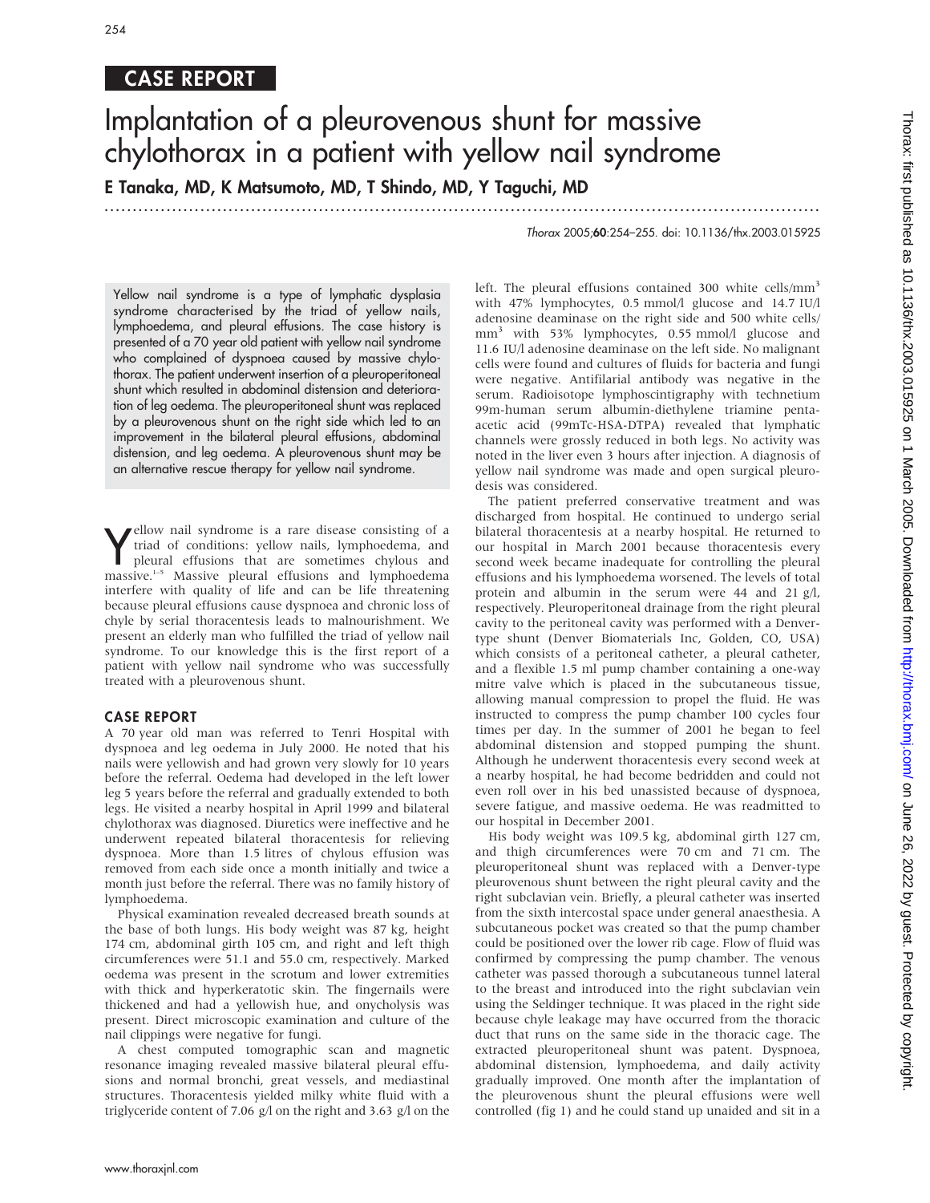CASE REPORT

# Implantation of a pleurovenous shunt for massive chylothorax in a patient with yellow nail syndrome

E Tanaka, MD, K Matsumoto, MD, T Shindo, MD, Y Taguchi, MD

*Thorax* 2005;60:254–255. doi: 10.1136/thx.2003.015925

Yellow nail syndrome is a type of lymphatic dysplasia syndrome characterised by the triad of yellow nails, lymphoedema, and pleural effusions. The case history is presented of a 70 year old patient with yellow nail syndrome who complained of dyspnoea caused by massive chylothorax. The patient underwent insertion of a pleuroperitoneal shunt which resulted in abdominal distension and deterioration of leg oedema. The pleuroperitoneal shunt was replaced by a pleurovenous shunt on the right side which led to an improvement in the bilateral pleural effusions, abdominal distension, and leg oedema. A pleurovenous shunt may be an alternative rescue therapy for yellow nail syndrome.

Yellow nail syndrome is a rare disease consisting of a triad of conditions: yellow nails, lymphoedema, and pleural effusions that are sometimes chylous and massive.[1–5] Massive pleural effusions and lymphoedema interfere with quality of life and can be life threatening because pleural effusions cause dyspnoea and chronic loss of chyle by serial thoracentesis leads to malnourishment. We present an elderly man who fulfilled the triad of yellow nail syndrome. To our knowledge this is the first report of a patient with yellow nail syndrome who was successfully treated with a pleurovenous shunt.

## CASE REPORT

A 70 year old man was referred to Tenri Hospital with dyspnoea and leg oedema in July 2000. He noted that his nails were yellowish and had grown very slowly for 10 years before the referral. Oedema had developed in the left lower leg 5 years before the referral and gradually extended to both legs. He visited a nearby hospital in April 1999 and bilateral chylothorax was diagnosed. Diuretics were ineffective and he underwent repeated bilateral thoracentesis for relieving dyspnoea. More than 1.5 litres of chylous effusion was removed from each side once a month initially and twice a month just before the referral. There was no family history of lymphoedema.

Physical examination revealed decreased breath sounds at the base of both lungs. His body weight was 87 kg, height 174 cm, abdominal girth 105 cm, and right and left thigh circumferences were 51.1 and 55.0 cm, respectively. Marked oedema was present in the scrotum and lower extremities with thick and hyperkeratotic skin. The fingernails were thickened and had a yellowish hue, and onycholysis was present. Direct microscopic examination and culture of the nail clippings were negative for fungi.

A chest computed tomographic scan and magnetic resonance imaging revealed massive bilateral pleural effusions and normal bronchi, great vessels, and mediastinal structures. Thoracentesis yielded milky white fluid with a triglyceride content of 7.06 g/l on the right and 3.63 g/l on the left. The pleural effusions contained 300 white cells/mm$^3$ with 47% lymphocytes, 0.5 mmol/l glucose and 14.7 IU/l adenosine deaminase on the right side and 500 white cells/mm$^3$ with 53% lymphocytes, 0.55 mmol/l glucose and 11.6 IU/l adenosine deaminase on the left side. No malignant cells were found and cultures of fluids for bacteria and fungi were negative. Antifilarial antibody was negative in the serum. Radioisotope lymphoscintigraphy with technetium 99m-human serum albumin-diethylene triamine pentaacetic acid (99mTc-HSA-DTPA) revealed that lymphatic channels were grossly reduced in both legs. No activity was noted in the liver even 3 hours after injection. A diagnosis of yellow nail syndrome was made and open surgical pleurodesis was considered.

The patient preferred conservative treatment and was discharged from hospital. He continued to undergo serial bilateral thoracentesis at a nearby hospital. He returned to our hospital in March 2001 because thoracentesis every second week became inadequate for controlling the pleural effusions and his lymphoedema worsened. The levels of total protein and albumin in the serum were 44 and 21 g/l, respectively. Pleuroperitoneal drainage from the right pleural cavity to the peritoneal cavity was performed with a Denver-type shunt (Denver Biomaterials Inc, Golden, CO, USA) which consists of a peritoneal catheter, a pleural catheter, and a flexible 1.5 ml pump chamber containing a one-way mitre valve which is placed in the subcutaneous tissue, allowing manual compression to propel the fluid. He was instructed to compress the pump chamber 100 cycles four times per day. In the summer of 2001 he began to feel abdominal distension and stopped pumping the shunt. Although he underwent thoracentesis every second week at a nearby hospital, he had become bedridden and could not even roll over in his bed unassisted because of dyspnoea, severe fatigue, and massive oedema. He was readmitted to our hospital in December 2001.

His body weight was 109.5 kg, abdominal girth 127 cm, and thigh circumferences were 70 cm and 71 cm. The pleuroperitoneal shunt was replaced with a Denver-type pleurovenous shunt between the right pleural cavity and the right subclavian vein. Briefly, a pleural catheter was inserted from the sixth intercostal space under general anaesthesia. A subcutaneous pocket was created so that the pump chamber could be positioned over the lower rib cage. Flow of fluid was confirmed by compressing the pump chamber. The venous catheter was passed thorough a subcutaneous tunnel lateral to the breast and introduced into the right subclavian vein using the Seldinger technique. It was placed in the right side because chyle leakage may have occurred from the thoracic duct that runs on the same side in the thoracic cage. The extracted pleuroperitoneal shunt was patent. Dyspnoea, abdominal distension, lymphoedema, and daily activity gradually improved. One month after the implantation of the pleurovenous shunt the pleural effusions were well controlled (fig 1) and he could stand up unaided and sit in a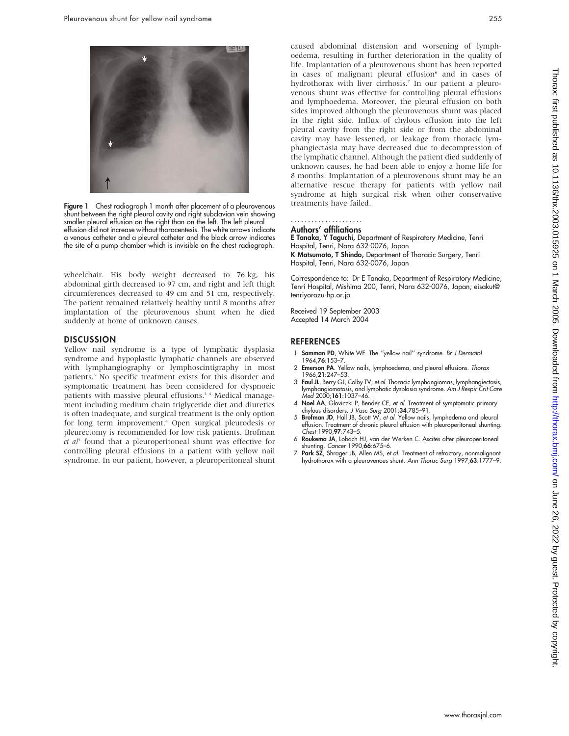Figure 1 Chest radiograph 1 month after placement of a pleurovenous shunt between the right pleural cavity and right subclavian vein showing smaller pleural effusion on the right than on the left. The left pleural effusion did not increase without thoracentesis. The white arrows indicate a venous catheter and a pleural catheter and the black arrow indicates the site of a pump chamber which is invisible on the chest radiograph.

wheelchair. His body weight decreased to 76 kg, his abdominal girth decreased to 97 cm, and right and left thigh circumferences decreased to 49 cm and 51 cm, respectively. The patient remained relatively healthy until 8 months after implantation of the pleurovenous shunt when he died suddenly at home of unknown causes.

## DISCUSSION

Yellow nail syndrome is a type of lymphatic dysplasia syndrome and hypoplastic lymphatic channels are observed with lymphangiography or lymphoscintigraphy in most patients.[3] No specific treatment exists for this disorder and symptomatic treatment has been considered for dyspnoeic patients with massive pleural effusions.[3,4] Medical management including medium chain triglyceride diet and diuretics is often inadequate, and surgical treatment is the only option for long term improvement.[4] Open surgical pleurodesis or pleurectomy is recommended for low risk patients. Brofman *et al*[5] found that a pleuroperitoneal shunt was effective for controlling pleural effusions in a patient with yellow nail syndrome. In our patient, however, a pleuroperitoneal shunt caused abdominal distension and worsening of lymphoedema, resulting in further deterioration in the quality of life. Implantation of a pleurovenous shunt has been reported in cases of malignant pleural effusion[6] and in cases of hydrothorax with liver cirrhosis.[7] In our patient a pleurovenous shunt was effective for controlling pleural effusions and lymphoedema. Moreover, the pleural effusion on both sides improved although the pleurovenous shunt was placed in the right side. Influx of chylous effusion into the left pleural cavity from the right side or from the abdominal cavity may have lessened, or leakage from thoracic lymphangiectasia may have decreased due to decompression of the lymphatic channel. Although the patient died suddenly of unknown causes, he had been able to enjoy a home life for 8 months. Implantation of a pleurovenous shunt may be an alternative rescue therapy for patients with yellow nail syndrome at high surgical risk when other conservative treatments have failed.

### Authors' affiliations

**E Tanaka, Y Taguchi,** Department of Respiratory Medicine, Tenri Hospital, Tenri, Nara 632-0076, Japan
**K Matsumoto, T Shindo,** Department of Thoracic Surgery, Tenri Hospital, Tenri, Nara 632-0076, Japan

Correspondence to: Dr E Tanaka, Department of Respiratory Medicine, Tenri Hospital, Mishima 200, Tenri, Nara 632-0076, Japan; eisakut@tenriyorozu-hp.or.jp

Received 19 September 2003
Accepted 14 March 2004

## REFERENCES

1. **Samman PD**, White WF. The ''yellow nail'' syndrome. *Br J Dermatol* 1964;**76**:153–7.
2. **Emerson PA**. Yellow nails, lymphoedema, and pleural effusions. *Thorax* 1966;**21**:247–53.
3. **Faul JL**, Berry GJ, Colby TV, *et al*. Thoracic lymphangiomas, lymphangiectasis, lymphangiomatosis, and lymphatic dysplasia syndrome. *Am J Respir Crit Care Med* 2000;**161**:1037–46.
4. **Noel AA**, Gloviczki P, Bender CE, *et al*. Treatment of symptomatic primary chylous disorders. *J Vasc Surg* 2001;**34**:785–91.
5. **Brofman JD**, Hall JB, Scott W, *et al*. Yellow nails, lymphedema and pleural effusion. Treatment of chronic pleural effusion with pleuroperitoneal shunting. *Chest* 1990;**97**:743–5.
6. **Roukema JA**, Lobach HJ, van der Werken C. Ascites after pleuroperitoneal shunting. *Cancer* 1990;**66**:675–6.
7. **Park SZ**, Shrager JB, Allen MS, *et al*. Treatment of refractory, nonmalignant hydrothorax with a pleurovenous shunt. *Ann Thorac Surg* 1997;**63**:1777–9.